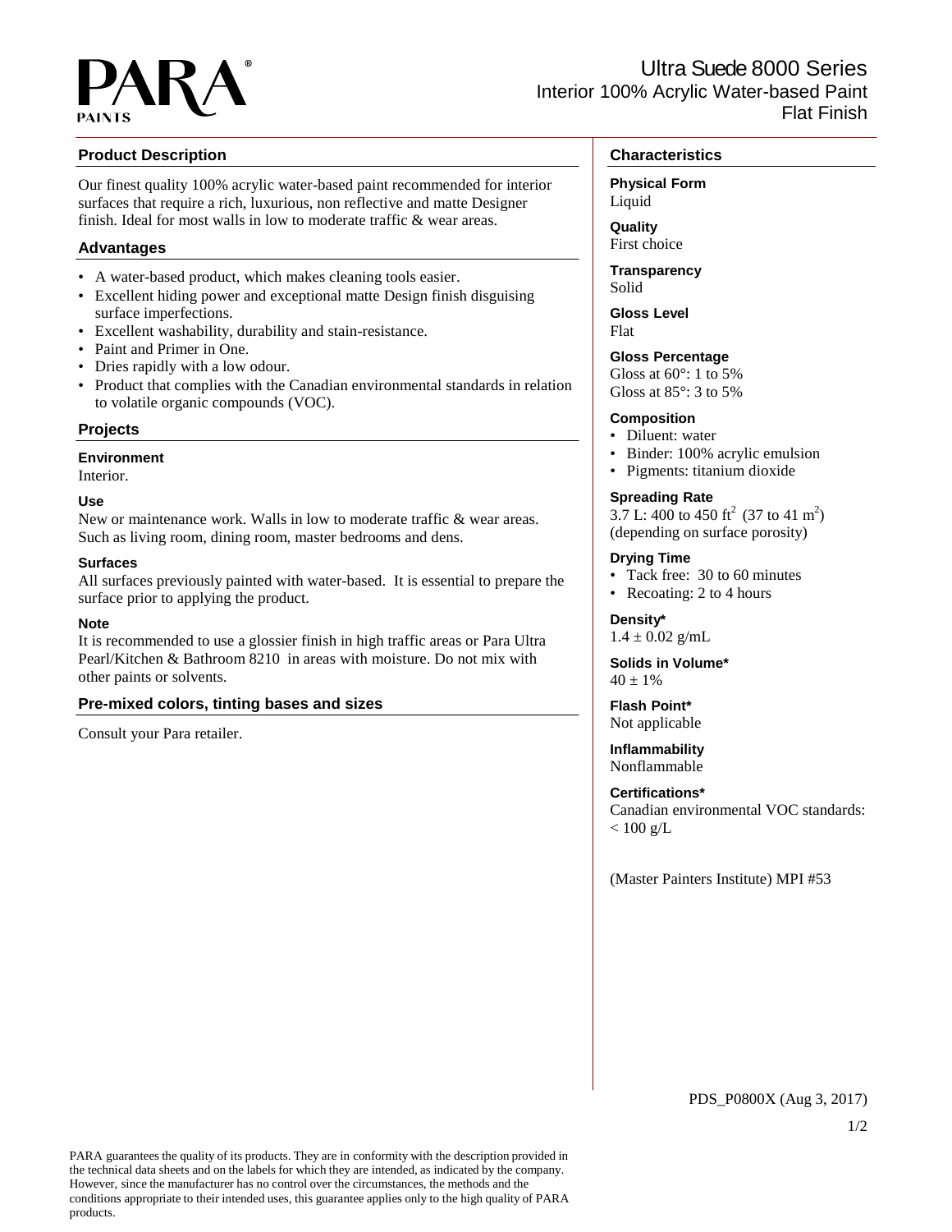PARA® PAINTS

# Ultra Suede 8000 Series
## Interior 100% Acrylic Water-based Paint
## Flat Finish

### Product Description

Our finest quality 100% acrylic water-based paint recommended for interior surfaces that require a rich, luxurious, non reflective and matte Designer finish. Ideal for most walls in low to moderate traffic & wear areas.

### Advantages

- A water-based product, which makes cleaning tools easier.
- Excellent hiding power and exceptional matte Design finish disguising surface imperfections.
- Excellent washability, durability and stain-resistance.
- Paint and Primer in One.
- Dries rapidly with a low odour.
- Product that complies with the Canadian environmental standards in relation to volatile organic compounds (VOC).

### Projects

**Environment**
Interior.

**Use**
New or maintenance work. Walls in low to moderate traffic & wear areas. Such as living room, dining room, master bedrooms and dens.

**Surfaces**
All surfaces previously painted with water-based. It is essential to prepare the surface prior to applying the product.

**Note**
It is recommended to use a glossier finish in high traffic areas or Para Ultra Pearl/Kitchen & Bathroom 8210 in areas with moisture. Do not mix with other paints or solvents.

### Pre-mixed colors, tinting bases and sizes

Consult your Para retailer.

### Characteristics

**Physical Form**
Liquid

**Quality**
First choice

**Transparency**
Solid

**Gloss Level**
Flat

**Gloss Percentage**
Gloss at 60°: 1 to 5%
Gloss at 85°: 3 to 5%

**Composition**
- Diluent: water
- Binder: 100% acrylic emulsion
- Pigments: titanium dioxide

**Spreading Rate**
3.7 L: 400 to 450 $ft^2$ (37 to 41 $m^2$)
(depending on surface porosity)

**Drying Time**
- Tack free: 30 to 60 minutes
- Recoating: 2 to 4 hours

**Density***
$1.4 \pm 0.02$ g/mL

**Solids in Volume***
$40 \pm 1\%$

**Flash Point***
Not applicable

**Inflammability**
Nonflammable

**Certifications***
Canadian environmental VOC standards: < 100 g/L

(Master Painters Institute) MPI #53

PDS_P0800X (Aug 3, 2017)

PARA guarantees the quality of its products. They are in conformity with the description provided in the technical data sheets and on the labels for which they are intended, as indicated by the company. However, since the manufacturer has no control over the circumstances, the methods and the conditions appropriate to their intended uses, this guarantee applies only to the high quality of PARA products.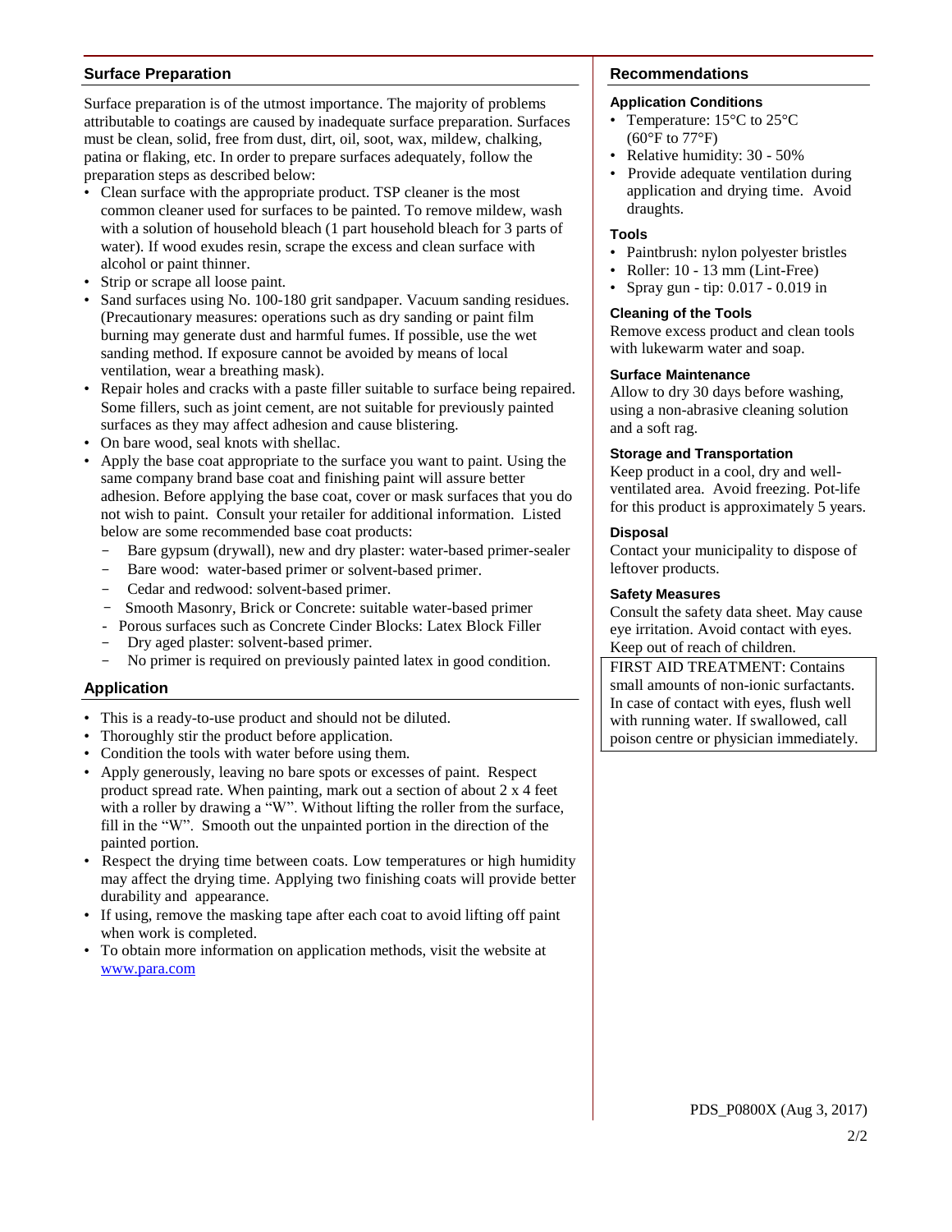## Surface Preparation

Surface preparation is of the utmost importance. The majority of problems attributable to coatings are caused by inadequate surface preparation. Surfaces must be clean, solid, free from dust, dirt, oil, soot, wax, mildew, chalking, patina or flaking, etc. In order to prepare surfaces adequately, follow the preparation steps as described below:

- Clean surface with the appropriate product. TSP cleaner is the most common cleaner used for surfaces to be painted. To remove mildew, wash with a solution of household bleach (1 part household bleach for 3 parts of water). If wood exudes resin, scrape the excess and clean surface with alcohol or paint thinner.
- Strip or scrape all loose paint.
- Sand surfaces using No. 100-180 grit sandpaper. Vacuum sanding residues. (Precautionary measures: operations such as dry sanding or paint film burning may generate dust and harmful fumes. If possible, use the wet sanding method. If exposure cannot be avoided by means of local ventilation, wear a breathing mask).
- Repair holes and cracks with a paste filler suitable to surface being repaired. Some fillers, such as joint cement, are not suitable for previously painted surfaces as they may affect adhesion and cause blistering.
- On bare wood, seal knots with shellac.
- Apply the base coat appropriate to the surface you want to paint. Using the same company brand base coat and finishing paint will assure better adhesion. Before applying the base coat, cover or mask surfaces that you do not wish to paint. Consult your retailer for additional information. Listed below are some recommended base coat products:
  - Bare gypsum (drywall), new and dry plaster: water-based primer-sealer
  - Bare wood: water-based primer or solvent-based primer.
  - Cedar and redwood: solvent-based primer.
  - Smooth Masonry, Brick or Concrete: suitable water-based primer
  - Porous surfaces such as Concrete Cinder Blocks: Latex Block Filler
  - Dry aged plaster: solvent-based primer.
  - No primer is required on previously painted latex in good condition.

## Application

- This is a ready-to-use product and should not be diluted.
- Thoroughly stir the product before application.
- Condition the tools with water before using them.
- Apply generously, leaving no bare spots or excesses of paint. Respect product spread rate. When painting, mark out a section of about 2 x 4 feet with a roller by drawing a "W". Without lifting the roller from the surface, fill in the "W". Smooth out the unpainted portion in the direction of the painted portion.
- Respect the drying time between coats. Low temperatures or high humidity may affect the drying time. Applying two finishing coats will provide better durability and appearance.
- If using, remove the masking tape after each coat to avoid lifting off paint when work is completed.
- To obtain more information on application methods, visit the website at www.para.com

## Recommendations

### Application Conditions

- Temperature: 15°C to 25°C (60°F to 77°F)
- Relative humidity: 30 - 50%
- Provide adequate ventilation during application and drying time. Avoid draughts.

### Tools

- Paintbrush: nylon polyester bristles
- Roller: 10 - 13 mm (Lint-Free)
- Spray gun - tip: 0.017 - 0.019 in

### Cleaning of the Tools

Remove excess product and clean tools with lukewarm water and soap.

### Surface Maintenance

Allow to dry 30 days before washing, using a non-abrasive cleaning solution and a soft rag.

### Storage and Transportation

Keep product in a cool, dry and well-ventilated area. Avoid freezing. Pot-life for this product is approximately 5 years.

### Disposal

Contact your municipality to dispose of leftover products.

### Safety Measures

Consult the safety data sheet. May cause eye irritation. Avoid contact with eyes. Keep out of reach of children.

FIRST AID TREATMENT: Contains small amounts of non-ionic surfactants. In case of contact with eyes, flush well with running water. If swallowed, call poison centre or physician immediately.

PDS_P0800X (Aug 3, 2017)